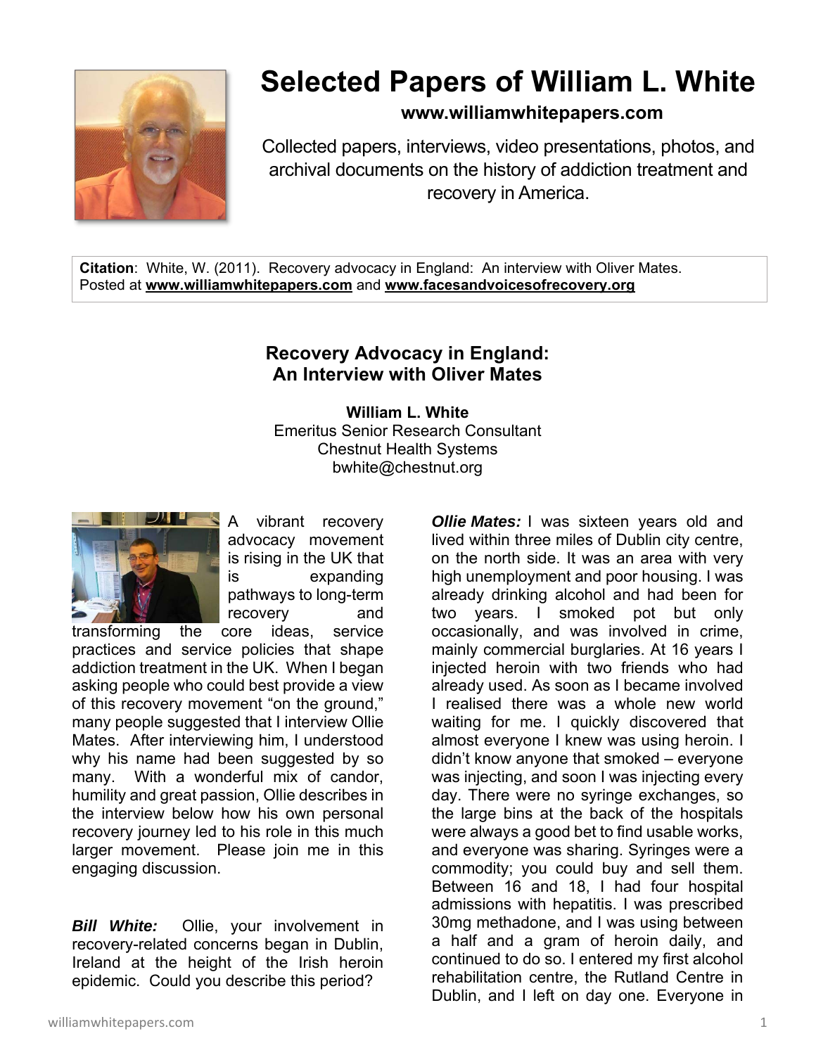# Selected Papers of William L. White

**www.williamwhitepapers.com**

Collected papers, interviews, video presentations, photos, and archival documents on the history of addiction treatment and recovery in America.

**Citation**: White, W. (2011). Recovery advocacy in England: An interview with Oliver Mates. Posted at **www.williamwhitepapers.com** and **www.facesandvoicesofrecovery.org**

## Recovery Advocacy in England: An Interview with Oliver Mates

**William L. White**
Emeritus Senior Research Consultant
Chestnut Health Systems
bwhite@chestnut.org

A vibrant recovery advocacy movement is rising in the UK that is expanding pathways to long-term recovery and transforming the core ideas, service practices and service policies that shape addiction treatment in the UK. When I began asking people who could best provide a view of this recovery movement "on the ground," many people suggested that I interview Ollie Mates. After interviewing him, I understood why his name had been suggested by so many. With a wonderful mix of candor, humility and great passion, Ollie describes in the interview below how his own personal recovery journey led to his role in this much larger movement. Please join me in this engaging discussion.

***Bill White:*** Ollie, your involvement in recovery-related concerns began in Dublin, Ireland at the height of the Irish heroin epidemic. Could you describe this period?

***Ollie Mates:*** I was sixteen years old and lived within three miles of Dublin city centre, on the north side. It was an area with very high unemployment and poor housing. I was already drinking alcohol and had been for two years. I smoked pot but only occasionally, and was involved in crime, mainly commercial burglaries. At 16 years I injected heroin with two friends who had already used. As soon as I became involved I realised there was a whole new world waiting for me. I quickly discovered that almost everyone I knew was using heroin. I didn't know anyone that smoked – everyone was injecting, and soon I was injecting every day. There were no syringe exchanges, so the large bins at the back of the hospitals were always a good bet to find usable works, and everyone was sharing. Syringes were a commodity; you could buy and sell them. Between 16 and 18, I had four hospital admissions with hepatitis. I was prescribed 30mg methadone, and I was using between a half and a gram of heroin daily, and continued to do so. I entered my first alcohol rehabilitation centre, the Rutland Centre in Dublin, and I left on day one. Everyone in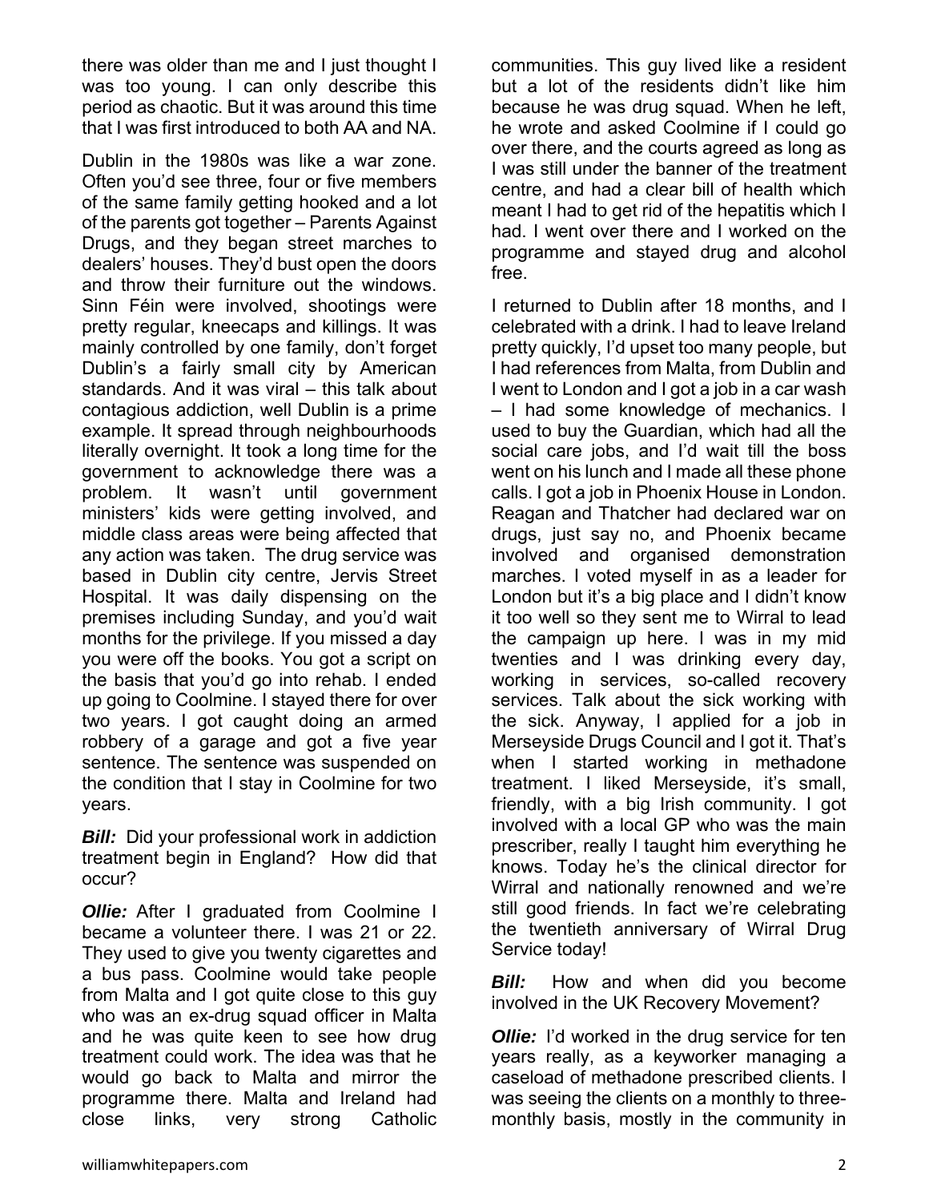there was older than me and I just thought I was too young. I can only describe this period as chaotic. But it was around this time that I was first introduced to both AA and NA.

Dublin in the 1980s was like a war zone. Often you'd see three, four or five members of the same family getting hooked and a lot of the parents got together – Parents Against Drugs, and they began street marches to dealers' houses. They'd bust open the doors and throw their furniture out the windows. Sinn Féin were involved, shootings were pretty regular, kneecaps and killings. It was mainly controlled by one family, don't forget Dublin's a fairly small city by American standards. And it was viral – this talk about contagious addiction, well Dublin is a prime example. It spread through neighbourhoods literally overnight. It took a long time for the government to acknowledge there was a problem. It wasn't until government ministers' kids were getting involved, and middle class areas were being affected that any action was taken. The drug service was based in Dublin city centre, Jervis Street Hospital. It was daily dispensing on the premises including Sunday, and you'd wait months for the privilege. If you missed a day you were off the books. You got a script on the basis that you'd go into rehab. I ended up going to Coolmine. I stayed there for over two years. I got caught doing an armed robbery of a garage and got a five year sentence. The sentence was suspended on the condition that I stay in Coolmine for two years.

***Bill:*** Did your professional work in addiction treatment begin in England? How did that occur?

***Ollie:*** After I graduated from Coolmine I became a volunteer there. I was 21 or 22. They used to give you twenty cigarettes and a bus pass. Coolmine would take people from Malta and I got quite close to this guy who was an ex-drug squad officer in Malta and he was quite keen to see how drug treatment could work. The idea was that he would go back to Malta and mirror the programme there. Malta and Ireland had close links, very strong Catholic communities. This guy lived like a resident but a lot of the residents didn't like him because he was drug squad. When he left, he wrote and asked Coolmine if I could go over there, and the courts agreed as long as I was still under the banner of the treatment centre, and had a clear bill of health which meant I had to get rid of the hepatitis which I had. I went over there and I worked on the programme and stayed drug and alcohol free.

I returned to Dublin after 18 months, and I celebrated with a drink. I had to leave Ireland pretty quickly, I'd upset too many people, but I had references from Malta, from Dublin and I went to London and I got a job in a car wash – I had some knowledge of mechanics. I used to buy the Guardian, which had all the social care jobs, and I'd wait till the boss went on his lunch and I made all these phone calls. I got a job in Phoenix House in London. Reagan and Thatcher had declared war on drugs, just say no, and Phoenix became involved and organised demonstration marches. I voted myself in as a leader for London but it's a big place and I didn't know it too well so they sent me to Wirral to lead the campaign up here. I was in my mid twenties and I was drinking every day, working in services, so-called recovery services. Talk about the sick working with the sick. Anyway, I applied for a job in Merseyside Drugs Council and I got it. That's when I started working in methadone treatment. I liked Merseyside, it's small, friendly, with a big Irish community. I got involved with a local GP who was the main prescriber, really I taught him everything he knows. Today he's the clinical director for Wirral and nationally renowned and we're still good friends. In fact we're celebrating the twentieth anniversary of Wirral Drug Service today!

***Bill:*** How and when did you become involved in the UK Recovery Movement?

***Ollie:*** I'd worked in the drug service for ten years really, as a keyworker managing a caseload of methadone prescribed clients. I was seeing the clients on a monthly to three-monthly basis, mostly in the community in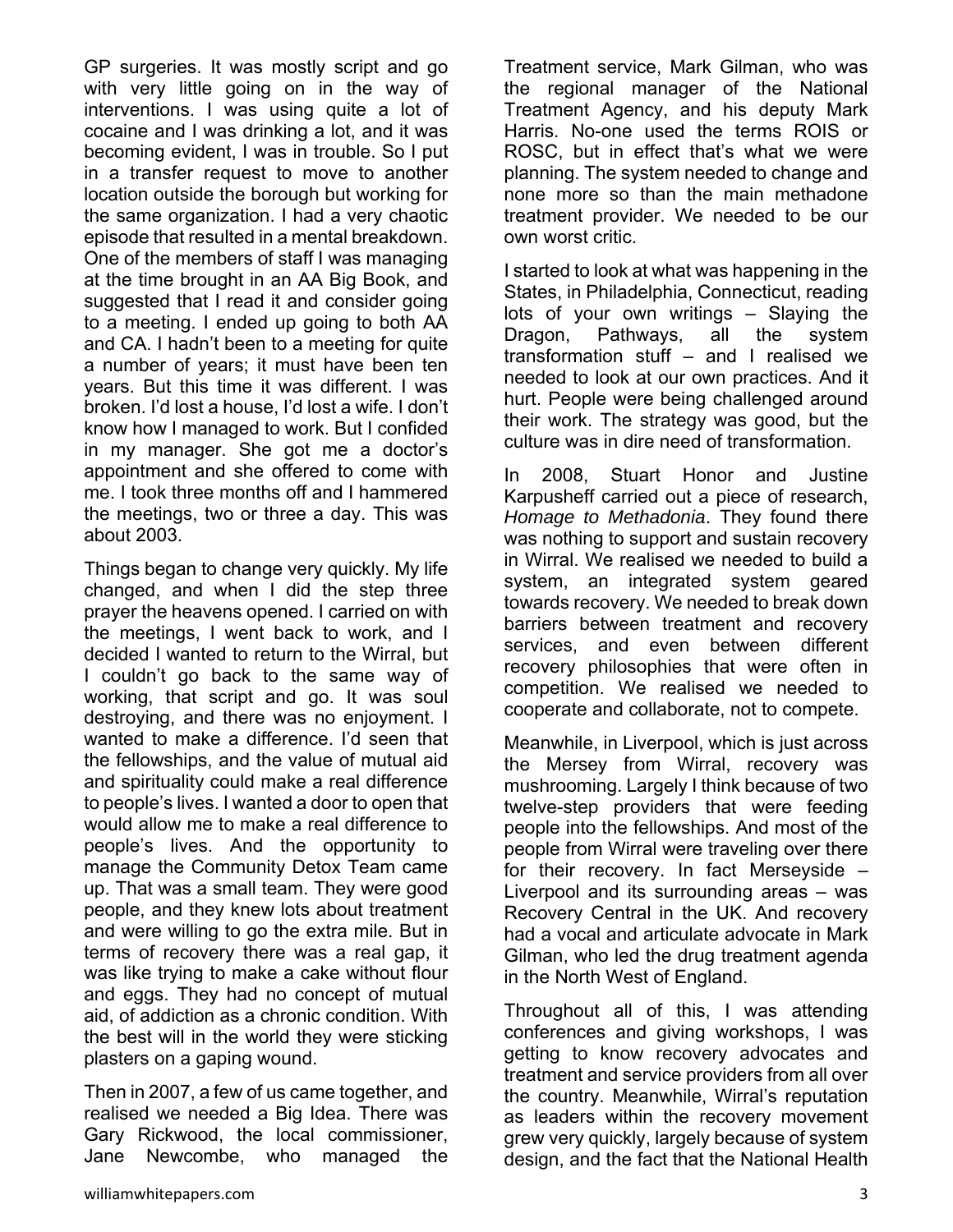GP surgeries. It was mostly script and go with very little going on in the way of interventions. I was using quite a lot of cocaine and I was drinking a lot, and it was becoming evident, I was in trouble. So I put in a transfer request to move to another location outside the borough but working for the same organization. I had a very chaotic episode that resulted in a mental breakdown. One of the members of staff I was managing at the time brought in an AA Big Book, and suggested that I read it and consider going to a meeting. I ended up going to both AA and CA. I hadn't been to a meeting for quite a number of years; it must have been ten years. But this time it was different. I was broken. I'd lost a house, I'd lost a wife. I don't know how I managed to work. But I confided in my manager. She got me a doctor's appointment and she offered to come with me. I took three months off and I hammered the meetings, two or three a day. This was about 2003.

Things began to change very quickly. My life changed, and when I did the step three prayer the heavens opened. I carried on with the meetings, I went back to work, and I decided I wanted to return to the Wirral, but I couldn't go back to the same way of working, that script and go. It was soul destroying, and there was no enjoyment. I wanted to make a difference. I'd seen that the fellowships, and the value of mutual aid and spirituality could make a real difference to people's lives. I wanted a door to open that would allow me to make a real difference to people's lives. And the opportunity to manage the Community Detox Team came up. That was a small team. They were good people, and they knew lots about treatment and were willing to go the extra mile. But in terms of recovery there was a real gap, it was like trying to make a cake without flour and eggs. They had no concept of mutual aid, of addiction as a chronic condition. With the best will in the world they were sticking plasters on a gaping wound.

Then in 2007, a few of us came together, and realised we needed a Big Idea. There was Gary Rickwood, the local commissioner, Jane Newcombe, who managed the Treatment service, Mark Gilman, who was the regional manager of the National Treatment Agency, and his deputy Mark Harris. No-one used the terms ROIS or ROSC, but in effect that's what we were planning. The system needed to change and none more so than the main methadone treatment provider. We needed to be our own worst critic.

I started to look at what was happening in the States, in Philadelphia, Connecticut, reading lots of your own writings – Slaying the Dragon, Pathways, all the system transformation stuff – and I realised we needed to look at our own practices. And it hurt. People were being challenged around their work. The strategy was good, but the culture was in dire need of transformation.

In 2008, Stuart Honor and Justine Karpusheff carried out a piece of research, *Homage to Methadonia*. They found there was nothing to support and sustain recovery in Wirral. We realised we needed to build a system, an integrated system geared towards recovery. We needed to break down barriers between treatment and recovery services, and even between different recovery philosophies that were often in competition. We realised we needed to cooperate and collaborate, not to compete.

Meanwhile, in Liverpool, which is just across the Mersey from Wirral, recovery was mushrooming. Largely I think because of two twelve-step providers that were feeding people into the fellowships. And most of the people from Wirral were traveling over there for their recovery. In fact Merseyside – Liverpool and its surrounding areas – was Recovery Central in the UK. And recovery had a vocal and articulate advocate in Mark Gilman, who led the drug treatment agenda in the North West of England.

Throughout all of this, I was attending conferences and giving workshops, I was getting to know recovery advocates and treatment and service providers from all over the country. Meanwhile, Wirral's reputation as leaders within the recovery movement grew very quickly, largely because of system design, and the fact that the National Health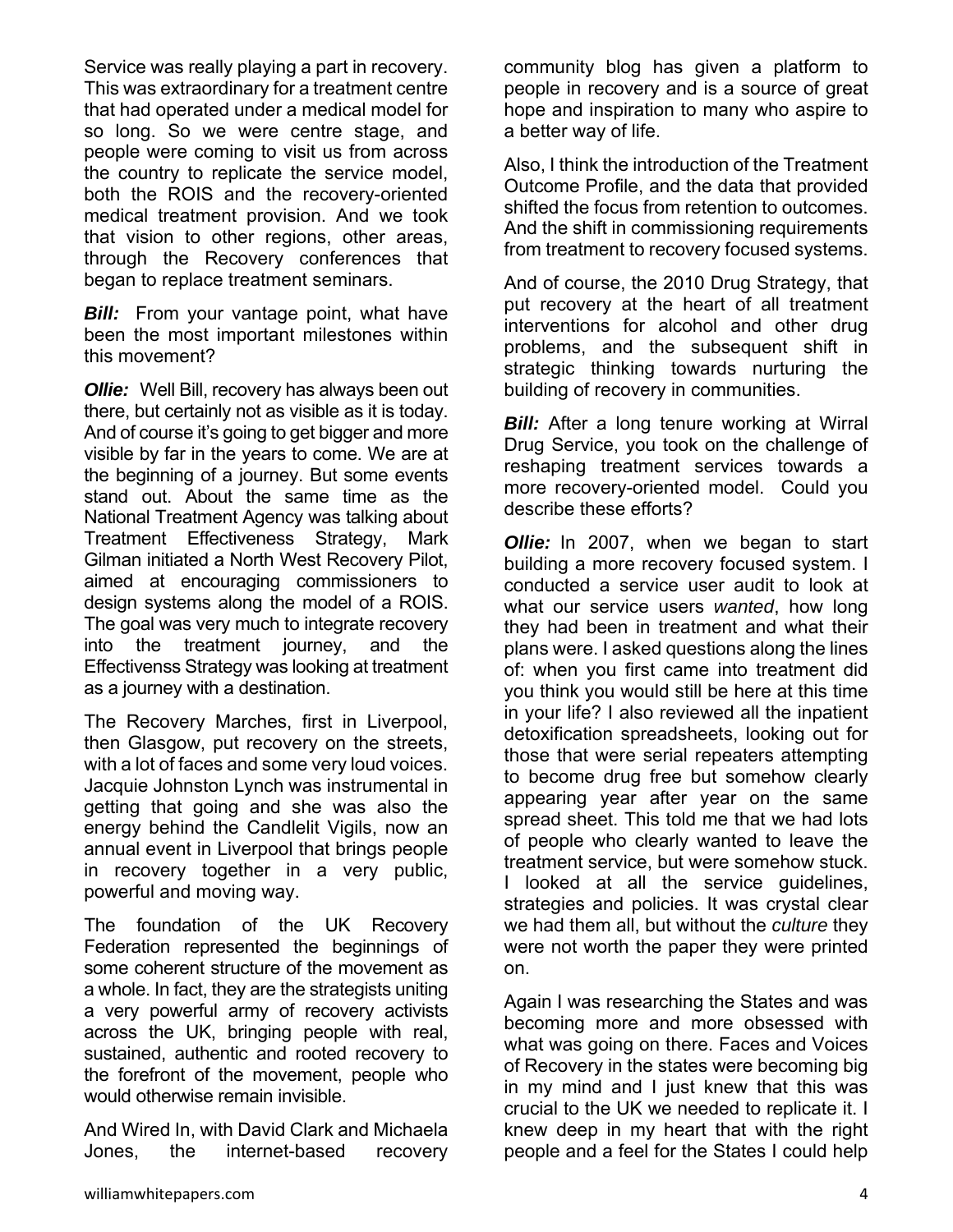Service was really playing a part in recovery. This was extraordinary for a treatment centre that had operated under a medical model for so long. So we were centre stage, and people were coming to visit us from across the country to replicate the service model, both the ROIS and the recovery-oriented medical treatment provision. And we took that vision to other regions, other areas, through the Recovery conferences that began to replace treatment seminars.

***Bill:*** From your vantage point, what have been the most important milestones within this movement?

***Ollie:*** Well Bill, recovery has always been out there, but certainly not as visible as it is today. And of course it's going to get bigger and more visible by far in the years to come. We are at the beginning of a journey. But some events stand out. About the same time as the National Treatment Agency was talking about Treatment Effectiveness Strategy, Mark Gilman initiated a North West Recovery Pilot, aimed at encouraging commissioners to design systems along the model of a ROIS. The goal was very much to integrate recovery into the treatment journey, and the Effectivenss Strategy was looking at treatment as a journey with a destination.

The Recovery Marches, first in Liverpool, then Glasgow, put recovery on the streets, with a lot of faces and some very loud voices. Jacquie Johnston Lynch was instrumental in getting that going and she was also the energy behind the Candlelit Vigils, now an annual event in Liverpool that brings people in recovery together in a very public, powerful and moving way.

The foundation of the UK Recovery Federation represented the beginnings of some coherent structure of the movement as a whole. In fact, they are the strategists uniting a very powerful army of recovery activists across the UK, bringing people with real, sustained, authentic and rooted recovery to the forefront of the movement, people who would otherwise remain invisible.

And Wired In, with David Clark and Michaela Jones, the internet-based recovery community blog has given a platform to people in recovery and is a source of great hope and inspiration to many who aspire to a better way of life.

Also, I think the introduction of the Treatment Outcome Profile, and the data that provided shifted the focus from retention to outcomes. And the shift in commissioning requirements from treatment to recovery focused systems.

And of course, the 2010 Drug Strategy, that put recovery at the heart of all treatment interventions for alcohol and other drug problems, and the subsequent shift in strategic thinking towards nurturing the building of recovery in communities.

***Bill:*** After a long tenure working at Wirral Drug Service, you took on the challenge of reshaping treatment services towards a more recovery-oriented model. Could you describe these efforts?

***Ollie:*** In 2007, when we began to start building a more recovery focused system. I conducted a service user audit to look at what our service users *wanted*, how long they had been in treatment and what their plans were. I asked questions along the lines of: when you first came into treatment did you think you would still be here at this time in your life? I also reviewed all the inpatient detoxification spreadsheets, looking out for those that were serial repeaters attempting to become drug free but somehow clearly appearing year after year on the same spread sheet. This told me that we had lots of people who clearly wanted to leave the treatment service, but were somehow stuck. I looked at all the service guidelines, strategies and policies. It was crystal clear we had them all, but without the *culture* they were not worth the paper they were printed on.

Again I was researching the States and was becoming more and more obsessed with what was going on there. Faces and Voices of Recovery in the states were becoming big in my mind and I just knew that this was crucial to the UK we needed to replicate it. I knew deep in my heart that with the right people and a feel for the States I could help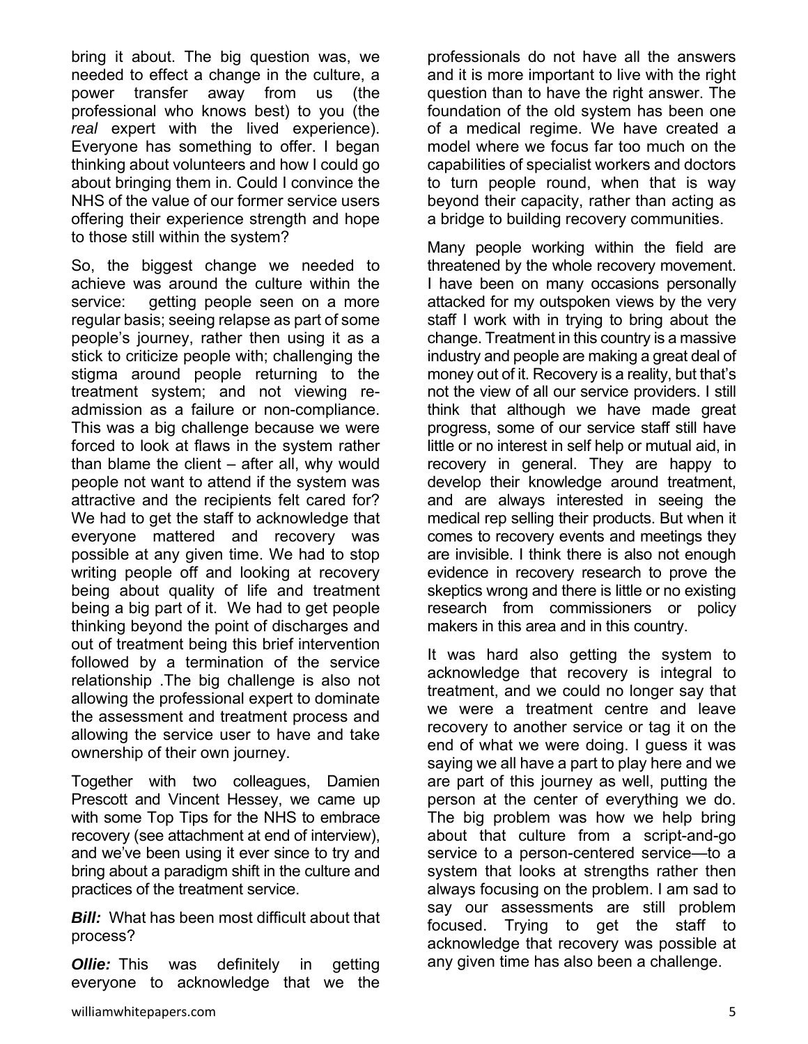bring it about. The big question was, we needed to effect a change in the culture, a power transfer away from us (the professional who knows best) to you (the *real* expert with the lived experience). Everyone has something to offer. I began thinking about volunteers and how I could go about bringing them in. Could I convince the NHS of the value of our former service users offering their experience strength and hope to those still within the system?

So, the biggest change we needed to achieve was around the culture within the service: getting people seen on a more regular basis; seeing relapse as part of some people's journey, rather then using it as a stick to criticize people with; challenging the stigma around people returning to the treatment system; and not viewing re-admission as a failure or non-compliance. This was a big challenge because we were forced to look at flaws in the system rather than blame the client – after all, why would people not want to attend if the system was attractive and the recipients felt cared for? We had to get the staff to acknowledge that everyone mattered and recovery was possible at any given time. We had to stop writing people off and looking at recovery being about quality of life and treatment being a big part of it. We had to get people thinking beyond the point of discharges and out of treatment being this brief intervention followed by a termination of the service relationship .The big challenge is also not allowing the professional expert to dominate the assessment and treatment process and allowing the service user to have and take ownership of their own journey.

Together with two colleagues, Damien Prescott and Vincent Hessey, we came up with some Top Tips for the NHS to embrace recovery (see attachment at end of interview), and we've been using it ever since to try and bring about a paradigm shift in the culture and practices of the treatment service.

***Bill:*** What has been most difficult about that process?

***Ollie:*** This was definitely in getting everyone to acknowledge that we the professionals do not have all the answers and it is more important to live with the right question than to have the right answer. The foundation of the old system has been one of a medical regime. We have created a model where we focus far too much on the capabilities of specialist workers and doctors to turn people round, when that is way beyond their capacity, rather than acting as a bridge to building recovery communities.

Many people working within the field are threatened by the whole recovery movement. I have been on many occasions personally attacked for my outspoken views by the very staff I work with in trying to bring about the change. Treatment in this country is a massive industry and people are making a great deal of money out of it. Recovery is a reality, but that's not the view of all our service providers. I still think that although we have made great progress, some of our service staff still have little or no interest in self help or mutual aid, in recovery in general. They are happy to develop their knowledge around treatment, and are always interested in seeing the medical rep selling their products. But when it comes to recovery events and meetings they are invisible. I think there is also not enough evidence in recovery research to prove the skeptics wrong and there is little or no existing research from commissioners or policy makers in this area and in this country.

It was hard also getting the system to acknowledge that recovery is integral to treatment, and we could no longer say that we were a treatment centre and leave recovery to another service or tag it on the end of what we were doing. I guess it was saying we all have a part to play here and we are part of this journey as well, putting the person at the center of everything we do. The big problem was how we help bring about that culture from a script-and-go service to a person-centered service—to a system that looks at strengths rather then always focusing on the problem. I am sad to say our assessments are still problem focused. Trying to get the staff to acknowledge that recovery was possible at any given time has also been a challenge.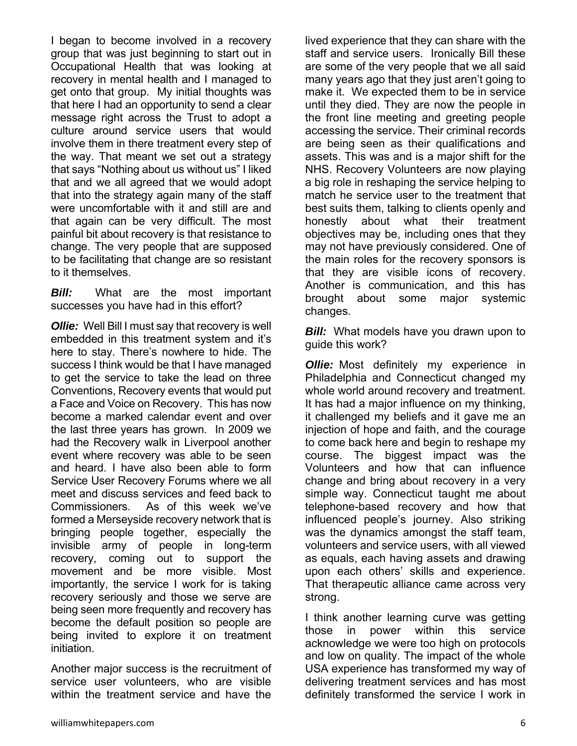I began to become involved in a recovery group that was just beginning to start out in Occupational Health that was looking at recovery in mental health and I managed to get onto that group. My initial thoughts was that here I had an opportunity to send a clear message right across the Trust to adopt a culture around service users that would involve them in there treatment every step of the way. That meant we set out a strategy that says "Nothing about us without us" I liked that and we all agreed that we would adopt that into the strategy again many of the staff were uncomfortable with it and still are and that again can be very difficult. The most painful bit about recovery is that resistance to change. The very people that are supposed to be facilitating that change are so resistant to it themselves.

***Bill:*** What are the most important successes you have had in this effort?

***Ollie:*** Well Bill I must say that recovery is well embedded in this treatment system and it's here to stay. There's nowhere to hide. The success I think would be that I have managed to get the service to take the lead on three Conventions, Recovery events that would put a Face and Voice on Recovery. This has now become a marked calendar event and over the last three years has grown. In 2009 we had the Recovery walk in Liverpool another event where recovery was able to be seen and heard. I have also been able to form Service User Recovery Forums where we all meet and discuss services and feed back to Commissioners. As of this week we've formed a Merseyside recovery network that is bringing people together, especially the invisible army of people in long-term recovery, coming out to support the movement and be more visible. Most importantly, the service I work for is taking recovery seriously and those we serve are being seen more frequently and recovery has become the default position so people are being invited to explore it on treatment initiation.

Another major success is the recruitment of service user volunteers, who are visible within the treatment service and have the lived experience that they can share with the staff and service users. Ironically Bill these are some of the very people that we all said many years ago that they just aren't going to make it. We expected them to be in service until they died. They are now the people in the front line meeting and greeting people accessing the service. Their criminal records are being seen as their qualifications and assets. This was and is a major shift for the NHS. Recovery Volunteers are now playing a big role in reshaping the service helping to match he service user to the treatment that best suits them, talking to clients openly and honestly about what their treatment objectives may be, including ones that they may not have previously considered. One of the main roles for the recovery sponsors is that they are visible icons of recovery. Another is communication, and this has brought about some major systemic changes.

***Bill:*** What models have you drawn upon to guide this work?

***Ollie:*** Most definitely my experience in Philadelphia and Connecticut changed my whole world around recovery and treatment. It has had a major influence on my thinking, it challenged my beliefs and it gave me an injection of hope and faith, and the courage to come back here and begin to reshape my course. The biggest impact was the Volunteers and how that can influence change and bring about recovery in a very simple way. Connecticut taught me about telephone-based recovery and how that influenced people's journey. Also striking was the dynamics amongst the staff team, volunteers and service users, with all viewed as equals, each having assets and drawing upon each others' skills and experience. That therapeutic alliance came across very strong.

I think another learning curve was getting those in power within this service acknowledge we were too high on protocols and low on quality. The impact of the whole USA experience has transformed my way of delivering treatment services and has most definitely transformed the service I work in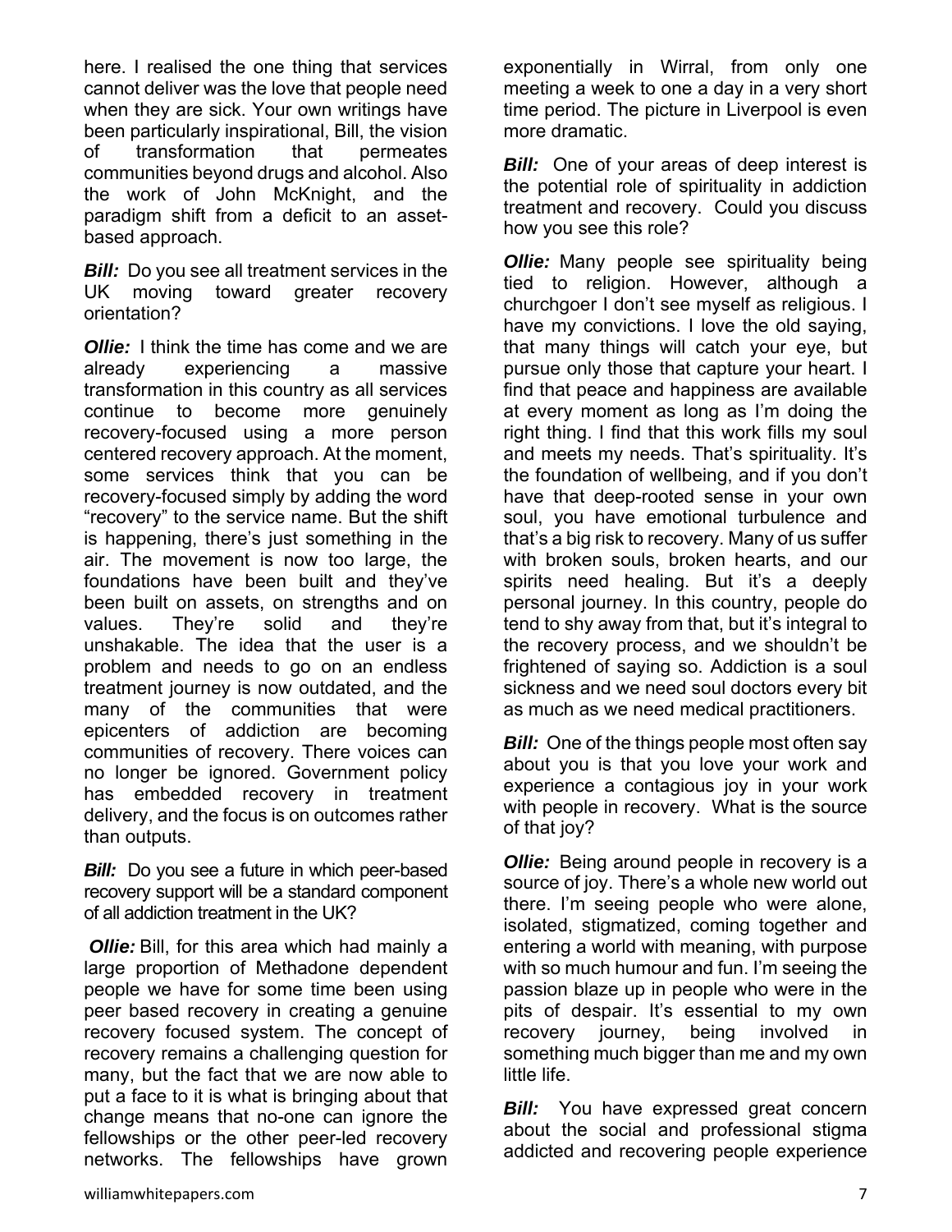here. I realised the one thing that services cannot deliver was the love that people need when they are sick. Your own writings have been particularly inspirational, Bill, the vision of transformation that permeates communities beyond drugs and alcohol. Also the work of John McKnight, and the paradigm shift from a deficit to an asset-based approach.

***Bill:*** Do you see all treatment services in the UK moving toward greater recovery orientation?

***Ollie:*** I think the time has come and we are already experiencing a massive transformation in this country as all services continue to become more genuinely recovery-focused using a more person centered recovery approach. At the moment, some services think that you can be recovery-focused simply by adding the word "recovery" to the service name. But the shift is happening, there's just something in the air. The movement is now too large, the foundations have been built and they've been built on assets, on strengths and on values. They're solid and they're unshakable. The idea that the user is a problem and needs to go on an endless treatment journey is now outdated, and the many of the communities that were epicenters of addiction are becoming communities of recovery. There voices can no longer be ignored. Government policy has embedded recovery in treatment delivery, and the focus is on outcomes rather than outputs.

***Bill:*** Do you see a future in which peer-based recovery support will be a standard component of all addiction treatment in the UK?

***Ollie:*** Bill, for this area which had mainly a large proportion of Methadone dependent people we have for some time been using peer based recovery in creating a genuine recovery focused system. The concept of recovery remains a challenging question for many, but the fact that we are now able to put a face to it is what is bringing about that change means that no-one can ignore the fellowships or the other peer-led recovery networks. The fellowships have grown exponentially in Wirral, from only one meeting a week to one a day in a very short time period. The picture in Liverpool is even more dramatic.

***Bill:*** One of your areas of deep interest is the potential role of spirituality in addiction treatment and recovery. Could you discuss how you see this role?

***Ollie:*** Many people see spirituality being tied to religion. However, although a churchgoer I don't see myself as religious. I have my convictions. I love the old saying, that many things will catch your eye, but pursue only those that capture your heart. I find that peace and happiness are available at every moment as long as I'm doing the right thing. I find that this work fills my soul and meets my needs. That's spirituality. It's the foundation of wellbeing, and if you don't have that deep-rooted sense in your own soul, you have emotional turbulence and that's a big risk to recovery. Many of us suffer with broken souls, broken hearts, and our spirits need healing. But it's a deeply personal journey. In this country, people do tend to shy away from that, but it's integral to the recovery process, and we shouldn't be frightened of saying so. Addiction is a soul sickness and we need soul doctors every bit as much as we need medical practitioners.

***Bill:*** One of the things people most often say about you is that you love your work and experience a contagious joy in your work with people in recovery. What is the source of that joy?

***Ollie:*** Being around people in recovery is a source of joy. There's a whole new world out there. I'm seeing people who were alone, isolated, stigmatized, coming together and entering a world with meaning, with purpose with so much humour and fun. I'm seeing the passion blaze up in people who were in the pits of despair. It's essential to my own recovery journey, being involved in something much bigger than me and my own little life.

***Bill:*** You have expressed great concern about the social and professional stigma addicted and recovering people experience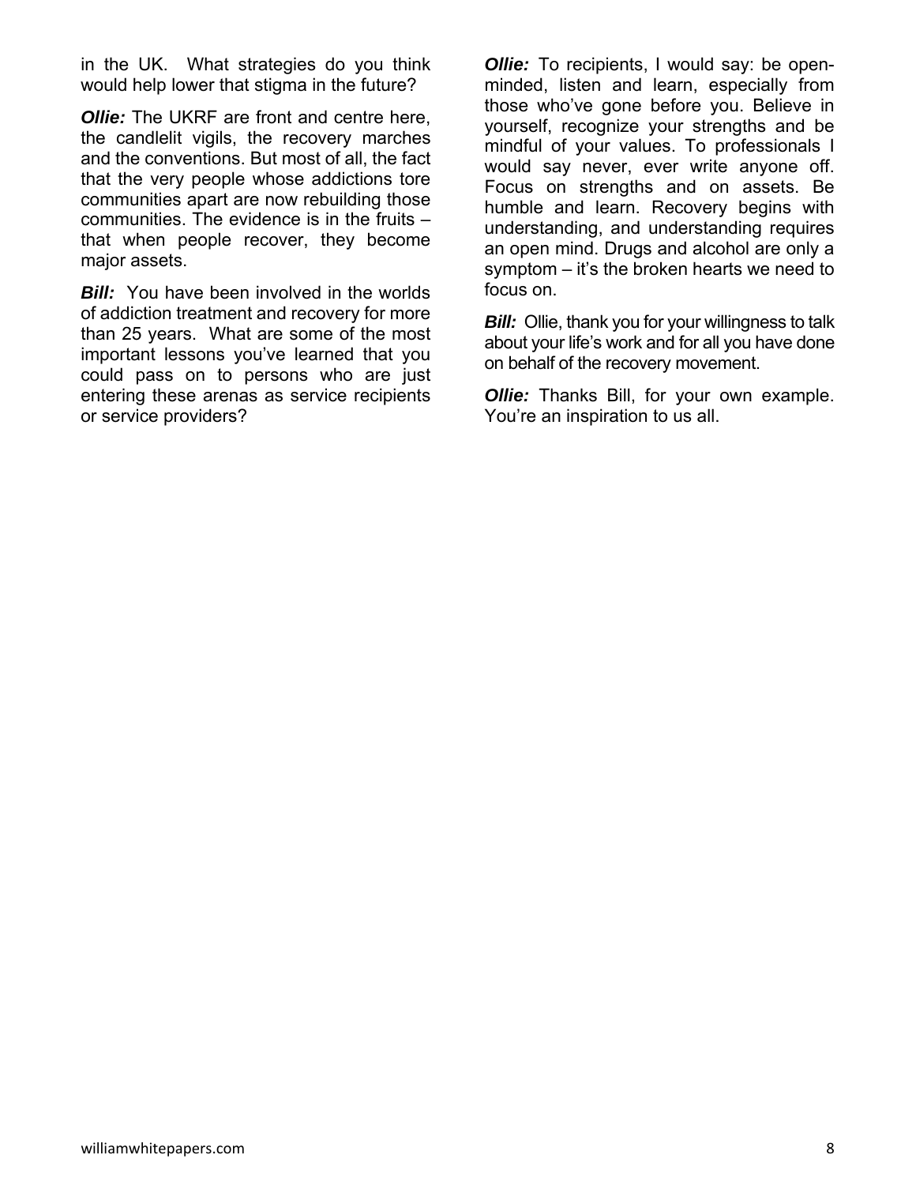in the UK. What strategies do you think would help lower that stigma in the future?

***Ollie:*** The UKRF are front and centre here, the candlelit vigils, the recovery marches and the conventions. But most of all, the fact that the very people whose addictions tore communities apart are now rebuilding those communities. The evidence is in the fruits – that when people recover, they become major assets.

***Bill:*** You have been involved in the worlds of addiction treatment and recovery for more than 25 years. What are some of the most important lessons you've learned that you could pass on to persons who are just entering these arenas as service recipients or service providers?

***Ollie:*** To recipients, I would say: be open-minded, listen and learn, especially from those who've gone before you. Believe in yourself, recognize your strengths and be mindful of your values. To professionals I would say never, ever write anyone off. Focus on strengths and on assets. Be humble and learn. Recovery begins with understanding, and understanding requires an open mind. Drugs and alcohol are only a symptom – it's the broken hearts we need to focus on.

***Bill:*** Ollie, thank you for your willingness to talk about your life's work and for all you have done on behalf of the recovery movement.

***Ollie:*** Thanks Bill, for your own example. You're an inspiration to us all.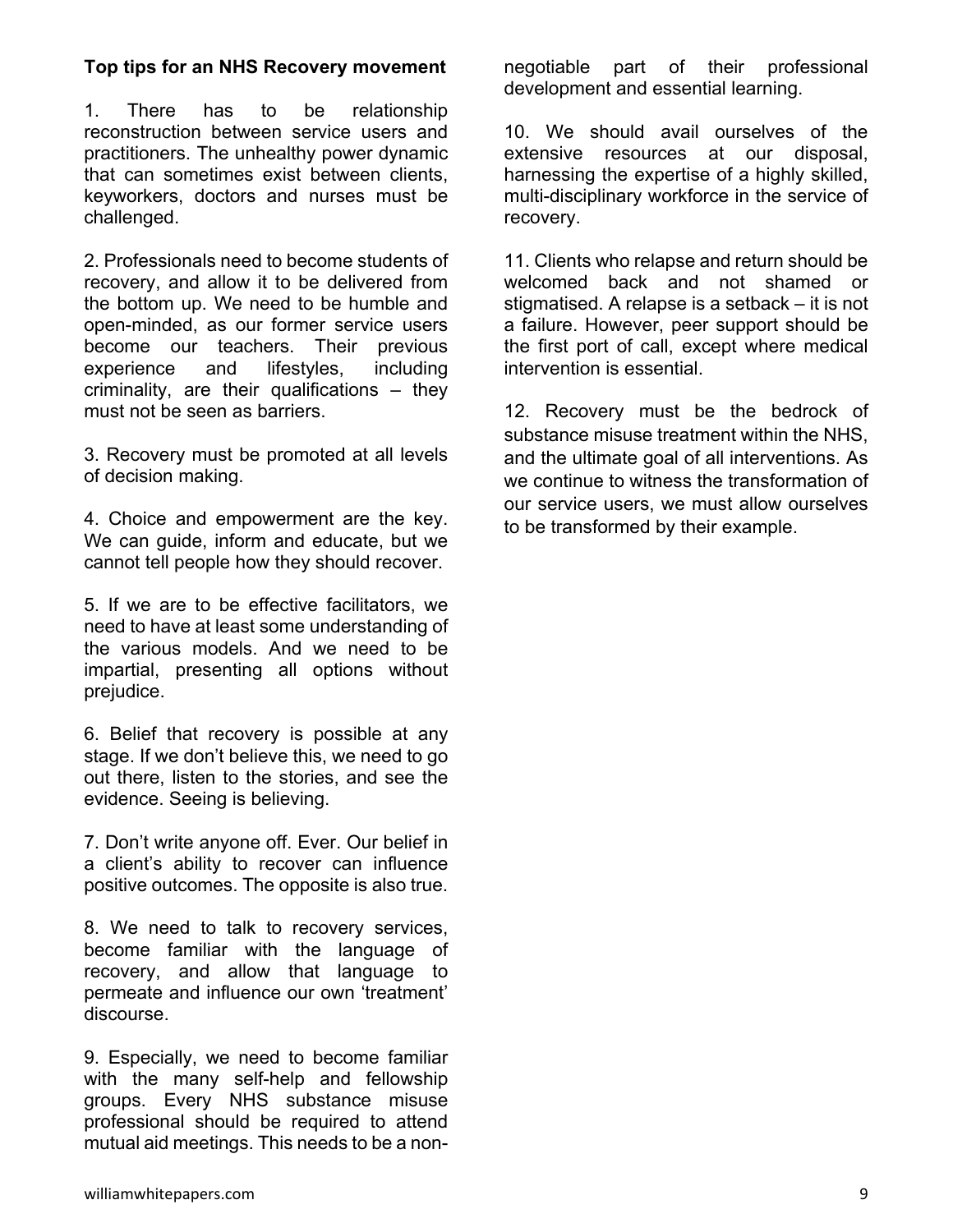**Top tips for an NHS Recovery movement**

1. There has to be relationship reconstruction between service users and practitioners. The unhealthy power dynamic that can sometimes exist between clients, keyworkers, doctors and nurses must be challenged.

2. Professionals need to become students of recovery, and allow it to be delivered from the bottom up. We need to be humble and open-minded, as our former service users become our teachers. Their previous experience and lifestyles, including criminality, are their qualifications – they must not be seen as barriers.

3. Recovery must be promoted at all levels of decision making.

4. Choice and empowerment are the key. We can guide, inform and educate, but we cannot tell people how they should recover.

5. If we are to be effective facilitators, we need to have at least some understanding of the various models. And we need to be impartial, presenting all options without prejudice.

6. Belief that recovery is possible at any stage. If we don't believe this, we need to go out there, listen to the stories, and see the evidence. Seeing is believing.

7. Don't write anyone off. Ever. Our belief in a client's ability to recover can influence positive outcomes. The opposite is also true.

8. We need to talk to recovery services, become familiar with the language of recovery, and allow that language to permeate and influence our own 'treatment' discourse.

9. Especially, we need to become familiar with the many self-help and fellowship groups. Every NHS substance misuse professional should be required to attend mutual aid meetings. This needs to be a non-negotiable part of their professional development and essential learning.

10. We should avail ourselves of the extensive resources at our disposal, harnessing the expertise of a highly skilled, multi-disciplinary workforce in the service of recovery.

11. Clients who relapse and return should be welcomed back and not shamed or stigmatised. A relapse is a setback – it is not a failure. However, peer support should be the first port of call, except where medical intervention is essential.

12. Recovery must be the bedrock of substance misuse treatment within the NHS, and the ultimate goal of all interventions. As we continue to witness the transformation of our service users, we must allow ourselves to be transformed by their example.